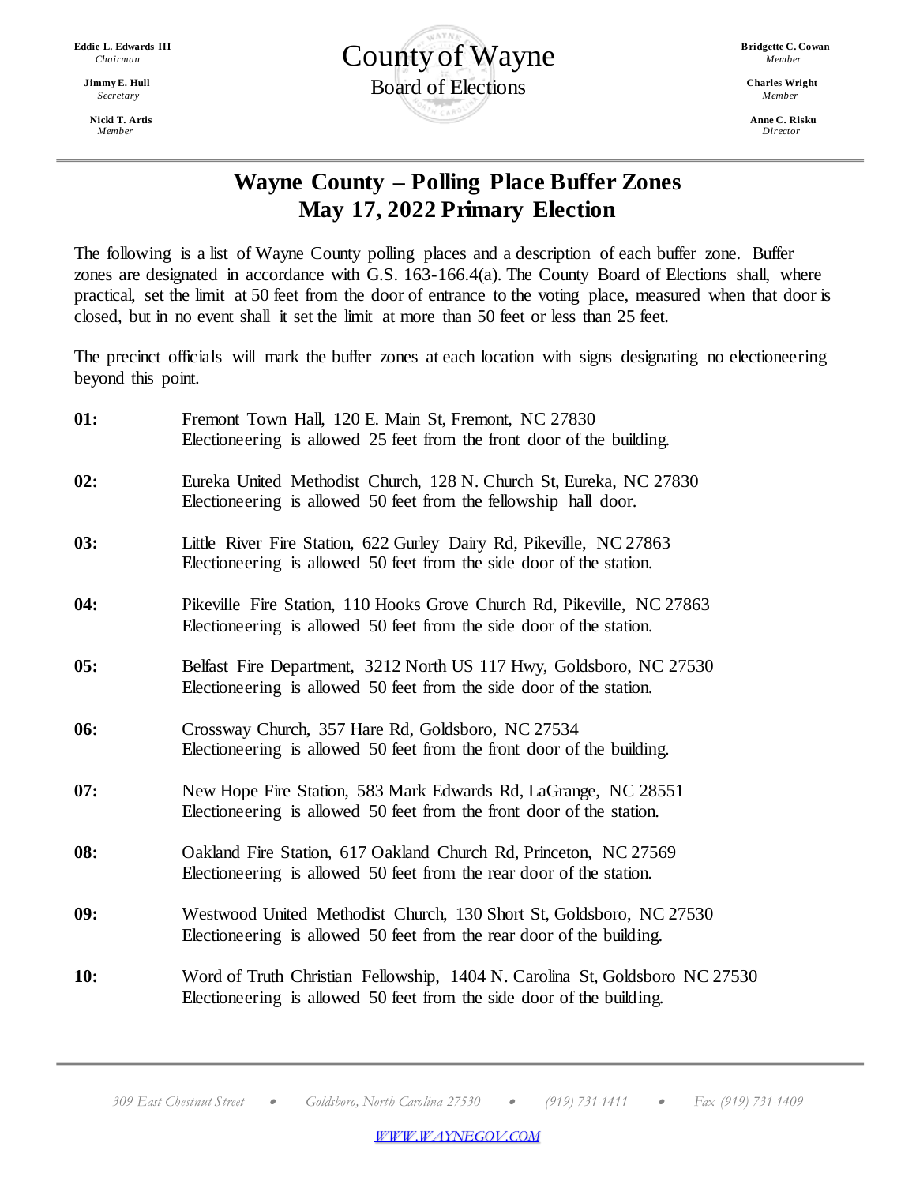Eddie L. Edwards III
*Chairman*

Jimmy E. Hull
*Secretary*

Nicki T. Artis
*Member*

# County of Wayne
## Board of Elections

Bridgette C. Cowan
*Member*

Charles Wright
*Member*

Anne C. Risku
*Director*

---

# Wayne County – Polling Place Buffer Zones
# May 17, 2022 Primary Election

The following is a list of Wayne County polling places and a description of each buffer zone. Buffer zones are designated in accordance with G.S. 163-166.4(a). The County Board of Elections shall, where practical, set the limit at 50 feet from the door of entrance to the voting place, measured when that door is closed, but in no event shall it set the limit at more than 50 feet or less than 25 feet.

The precinct officials will mark the buffer zones at each location with signs designating no electioneering beyond this point.

**01:** Fremont Town Hall, 120 E. Main St, Fremont, NC 27830
Electioneering is allowed 25 feet from the front door of the building.

**02:** Eureka United Methodist Church, 128 N. Church St, Eureka, NC 27830
Electioneering is allowed 50 feet from the fellowship hall door.

**03:** Little River Fire Station, 622 Gurley Dairy Rd, Pikeville, NC 27863
Electioneering is allowed 50 feet from the side door of the station.

**04:** Pikeville Fire Station, 110 Hooks Grove Church Rd, Pikeville, NC 27863
Electioneering is allowed 50 feet from the side door of the station.

**05:** Belfast Fire Department, 3212 North US 117 Hwy, Goldsboro, NC 27530
Electioneering is allowed 50 feet from the side door of the station.

**06:** Crossway Church, 357 Hare Rd, Goldsboro, NC 27534
Electioneering is allowed 50 feet from the front door of the building.

**07:** New Hope Fire Station, 583 Mark Edwards Rd, LaGrange, NC 28551
Electioneering is allowed 50 feet from the front door of the station.

**08:** Oakland Fire Station, 617 Oakland Church Rd, Princeton, NC 27569
Electioneering is allowed 50 feet from the rear door of the station.

**09:** Westwood United Methodist Church, 130 Short St, Goldsboro, NC 27530
Electioneering is allowed 50 feet from the rear door of the building.

**10:** Word of Truth Christian Fellowship, 1404 N. Carolina St, Goldsboro NC 27530
Electioneering is allowed 50 feet from the side door of the building.

---

*309 East Chestnut Street • Goldsboro, North Carolina 27530 • (919) 731-1411 • Fax (919) 731-1409*

WWW.WAYNEGOV.COM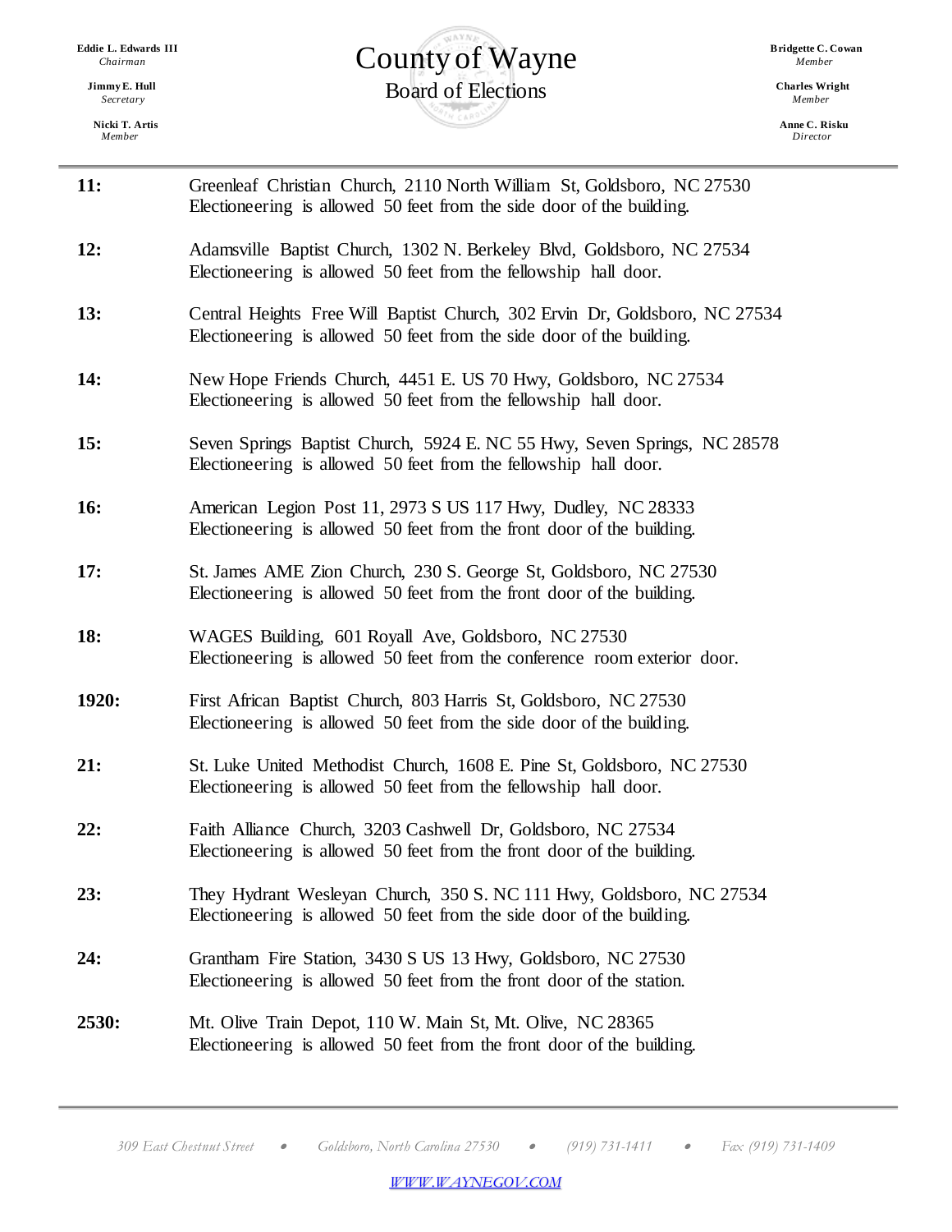**11:** Greenleaf Christian Church, 2110 North William St, Goldsboro, NC 27530
Electioneering is allowed 50 feet from the side door of the building.

**12:** Adamsville Baptist Church, 1302 N. Berkeley Blvd, Goldsboro, NC 27534
Electioneering is allowed 50 feet from the fellowship hall door.

**13:** Central Heights Free Will Baptist Church, 302 Ervin Dr, Goldsboro, NC 27534
Electioneering is allowed 50 feet from the side door of the building.

**14:** New Hope Friends Church, 4451 E. US 70 Hwy, Goldsboro, NC 27534
Electioneering is allowed 50 feet from the fellowship hall door.

**15:** Seven Springs Baptist Church, 5924 E. NC 55 Hwy, Seven Springs, NC 28578
Electioneering is allowed 50 feet from the fellowship hall door.

**16:** American Legion Post 11, 2973 S US 117 Hwy, Dudley, NC 28333
Electioneering is allowed 50 feet from the front door of the building.

**17:** St. James AME Zion Church, 230 S. George St, Goldsboro, NC 27530
Electioneering is allowed 50 feet from the front door of the building.

**18:** WAGES Building, 601 Royall Ave, Goldsboro, NC 27530
Electioneering is allowed 50 feet from the conference room exterior door.

**1920:** First African Baptist Church, 803 Harris St, Goldsboro, NC 27530
Electioneering is allowed 50 feet from the side door of the building.

**21:** St. Luke United Methodist Church, 1608 E. Pine St, Goldsboro, NC 27530
Electioneering is allowed 50 feet from the fellowship hall door.

**22:** Faith Alliance Church, 3203 Cashwell Dr, Goldsboro, NC 27534
Electioneering is allowed 50 feet from the front door of the building.

**23:** They Hydrant Wesleyan Church, 350 S. NC 111 Hwy, Goldsboro, NC 27534
Electioneering is allowed 50 feet from the side door of the building.

**24:** Grantham Fire Station, 3430 S US 13 Hwy, Goldsboro, NC 27530
Electioneering is allowed 50 feet from the front door of the station.

**2530:** Mt. Olive Train Depot, 110 W. Main St, Mt. Olive, NC 28365
Electioneering is allowed 50 feet from the front door of the building.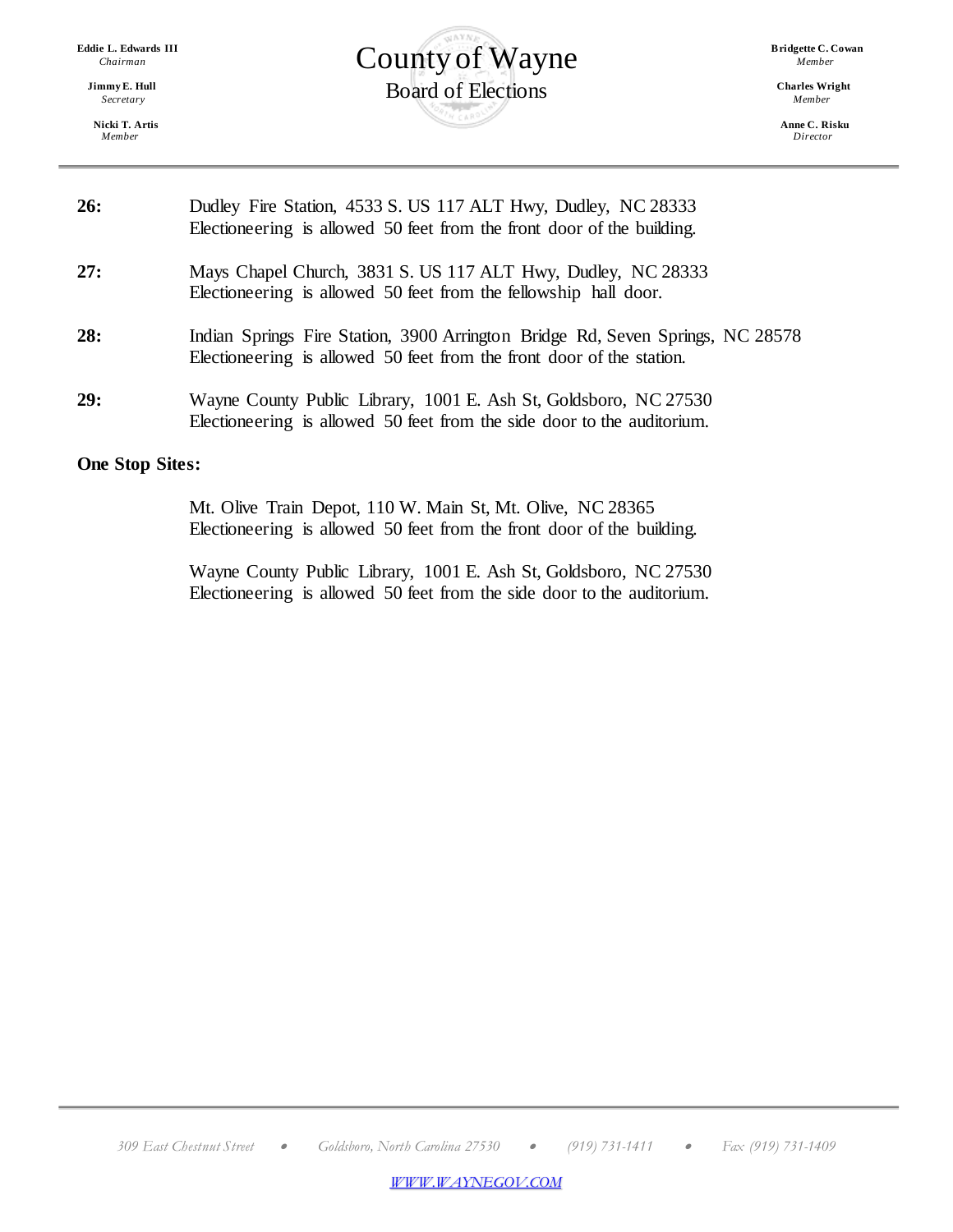**26:** Dudley Fire Station, 4533 S. US 117 ALT Hwy, Dudley, NC 28333
Electioneering is allowed 50 feet from the front door of the building.

**27:** Mays Chapel Church, 3831 S. US 117 ALT Hwy, Dudley, NC 28333
Electioneering is allowed 50 feet from the fellowship hall door.

**28:** Indian Springs Fire Station, 3900 Arrington Bridge Rd, Seven Springs, NC 28578
Electioneering is allowed 50 feet from the front door of the station.

**29:** Wayne County Public Library, 1001 E. Ash St, Goldsboro, NC 27530
Electioneering is allowed 50 feet from the side door to the auditorium.

**One Stop Sites:**

Mt. Olive Train Depot, 110 W. Main St, Mt. Olive, NC 28365
Electioneering is allowed 50 feet from the front door of the building.

Wayne County Public Library, 1001 E. Ash St, Goldsboro, NC 27530
Electioneering is allowed 50 feet from the side door to the auditorium.